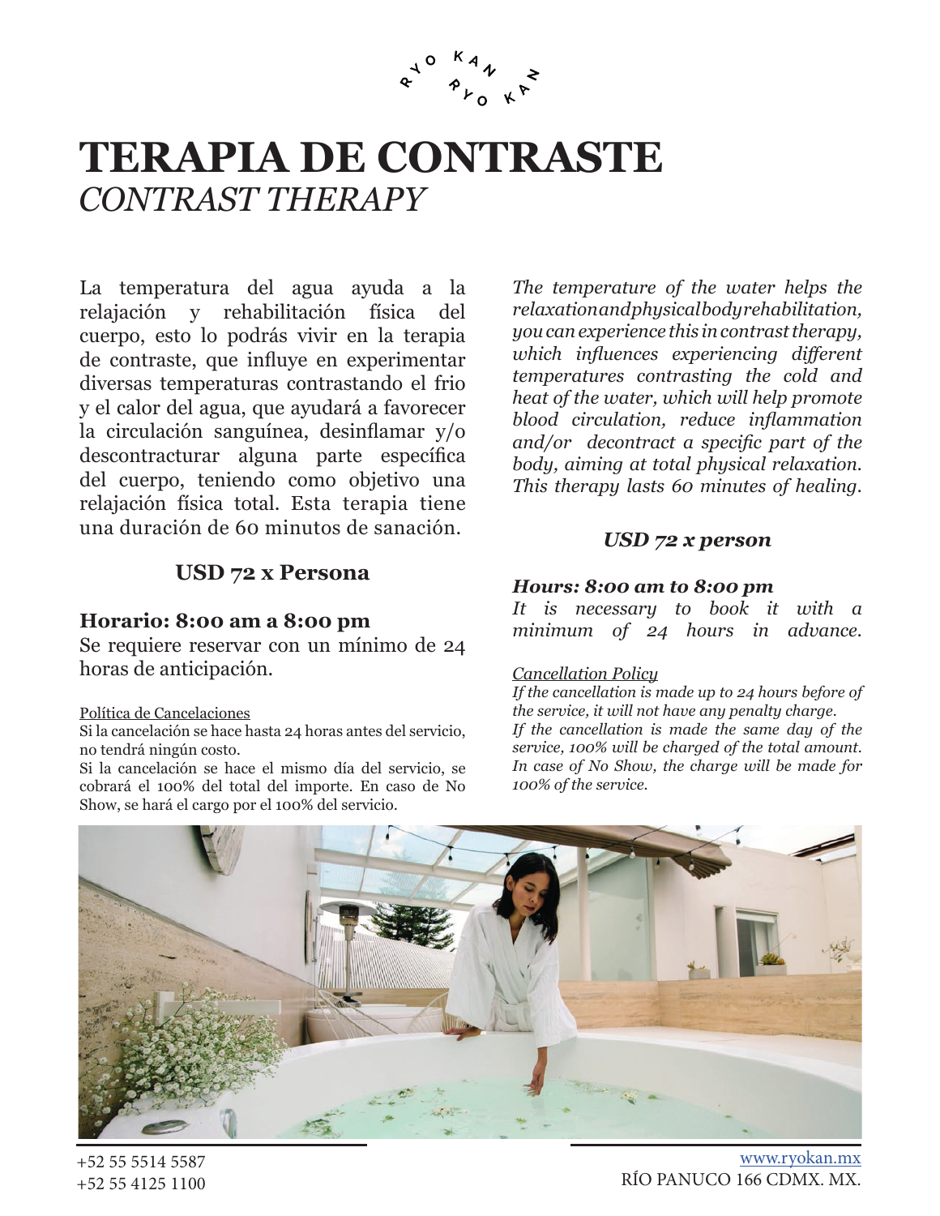RYO KAN RYO KAN

# TERAPIA DE CONTRASTE

## *CONTRAST THERAPY*

La temperatura del agua ayuda a la relajación y rehabilitación física del cuerpo, esto lo podrás vivir en la terapia de contraste, que influye en experimentar diversas temperaturas contrastando el frio y el calor del agua, que ayudará a favorecer la circulación sanguínea, desinflamar y/o descontracturar alguna parte específica del cuerpo, teniendo como objetivo una relajación física total. Esta terapia tiene una duración de 60 minutos de sanación.

**USD 72 x Persona**

**Horario: 8:00 am a 8:00 pm**
Se requiere reservar con un mínimo de 24 horas de anticipación.

Política de Cancelaciones
Si la cancelación se hace hasta 24 horas antes del servicio, no tendrá ningún costo.
Si la cancelación se hace el mismo día del servicio, se cobrará el 100% del total del importe. En caso de No Show, se hará el cargo por el 100% del servicio.

*The temperature of the water helps the relaxation and physical body rehabilitation, you can experience this in contrast therapy, which influences experiencing different temperatures contrasting the cold and heat of the water, which will help promote blood circulation, reduce inflammation and/or decontract a specific part of the body, aiming at total physical relaxation. This therapy lasts 60 minutes of healing.*

***USD 72 x person***

***Hours: 8:00 am to 8:00 pm***
*It is necessary to book it with a minimum of 24 hours in advance.*

*Cancellation Policy*
*If the cancellation is made up to 24 hours before of the service, it will not have any penalty charge.*
*If the cancellation is made the same day of the service, 100% will be charged of the total amount. In case of No Show, the charge will be made for 100% of the service.*

+52 55 5514 5587
+52 55 4125 1100

www.ryokan.mx
RÍO PANUCO 166 CDMX. MX.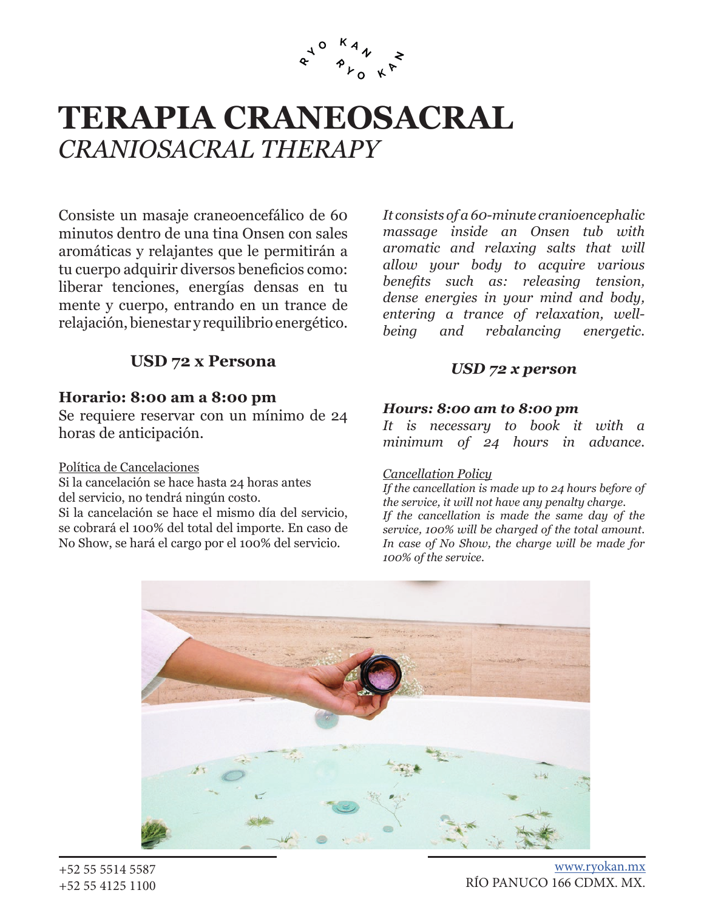RYO KAN RYO KAN

# TERAPIA CRANEOSACRAL

## *CRANIOSACRAL THERAPY*

Consiste un masaje craneoencefálico de 60 minutos dentro de una tina Onsen con sales aromáticas y relajantes que le permitirán a tu cuerpo adquirir diversos beneficios como: liberar tenciones, energías densas en tu mente y cuerpo, entrando en un trance de relajación, bienestar y requilibrio energético.

**USD 72 x Persona**

**Horario: 8:00 am a 8:00 pm**
Se requiere reservar con un mínimo de 24 horas de anticipación.

Política de Cancelaciones
Si la cancelación se hace hasta 24 horas antes del servicio, no tendrá ningún costo.
Si la cancelación se hace el mismo día del servicio, se cobrará el 100% del total del importe. En caso de No Show, se hará el cargo por el 100% del servicio.

*It consists of a 60-minute cranioencephalic massage inside an Onsen tub with aromatic and relaxing salts that will allow your body to acquire various benefits such as: releasing tension, dense energies in your mind and body, entering a trance of relaxation, well-being and rebalancing energetic.*

***USD 72 x person***

***Hours: 8:00 am to 8:00 pm***
*It is necessary to book it with a minimum of 24 hours in advance.*

*Cancellation Policy*
*If the cancellation is made up to 24 hours before of the service, it will not have any penalty charge.*
*If the cancellation is made the same day of the service, 100% will be charged of the total amount. In case of No Show, the charge will be made for 100% of the service.*

+52 55 5514 5587
+52 55 4125 1100

www.ryokan.mx
RÍO PANUCO 166 CDMX. MX.